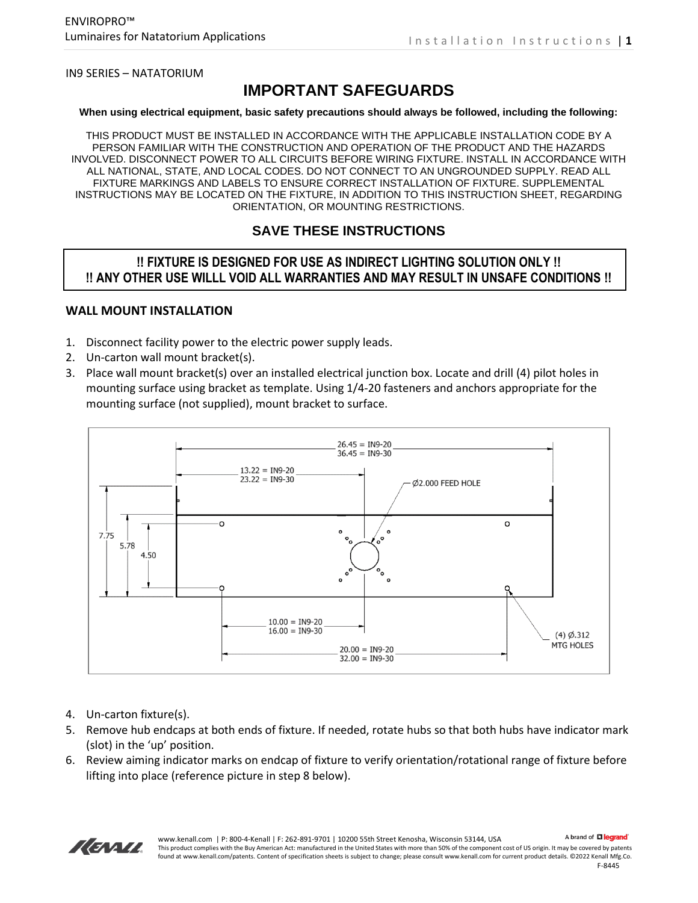ENVIROPRO™
Luminaires for Natatorium Applications

IN9 SERIES – NATATORIUM

# IMPORTANT SAFEGUARDS

**When using electrical equipment, basic safety precautions should always be followed, including the following:**

THIS PRODUCT MUST BE INSTALLED IN ACCORDANCE WITH THE APPLICABLE INSTALLATION CODE BY A PERSON FAMILIAR WITH THE CONSTRUCTION AND OPERATION OF THE PRODUCT AND THE HAZARDS INVOLVED. DISCONNECT POWER TO ALL CIRCUITS BEFORE WIRING FIXTURE. INSTALL IN ACCORDANCE WITH ALL NATIONAL, STATE, AND LOCAL CODES. DO NOT CONNECT TO AN UNGROUNDED SUPPLY. READ ALL FIXTURE MARKINGS AND LABELS TO ENSURE CORRECT INSTALLATION OF FIXTURE. SUPPLEMENTAL INSTRUCTIONS MAY BE LOCATED ON THE FIXTURE, IN ADDITION TO THIS INSTRUCTION SHEET, REGARDING ORIENTATION, OR MOUNTING RESTRICTIONS.

## SAVE THESE INSTRUCTIONS

**!! FIXTURE IS DESIGNED FOR USE AS INDIRECT LIGHTING SOLUTION ONLY !!**
**!! ANY OTHER USE WILLL VOID ALL WARRANTIES AND MAY RESULT IN UNSAFE CONDITIONS !!**

### WALL MOUNT INSTALLATION

1. Disconnect facility power to the electric power supply leads.
2. Un-carton wall mount bracket(s).
3. Place wall mount bracket(s) over an installed electrical junction box. Locate and drill (4) pilot holes in mounting surface using bracket as template. Using 1/4-20 fasteners and anchors appropriate for the mounting surface (not supplied), mount bracket to surface.

26.45 = IN9-20
36.45 = IN9-30
13.22 = IN9-20
23.22 = IN9-30
Ø2.000 FEED HOLE
7.75
5.78
4.50
10.00 = IN9-20
16.00 = IN9-30
20.00 = IN9-20
32.00 = IN9-30
(4) Ø.312 MTG HOLES

4. Un-carton fixture(s).
5. Remove hub endcaps at both ends of fixture. If needed, rotate hubs so that both hubs have indicator mark (slot) in the 'up' position.
6. Review aiming indicator marks on endcap of fixture to verify orientation/rotational range of fixture before lifting into place (reference picture in step 8 below).

www.kenall.com | P: 800-4-Kenall | F: 262-891-9701 | 10200 55th Street Kenosha, Wisconsin 53144, USA
A brand of legrand
This product complies with the Buy American Act: manufactured in the United States with more than 50% of the component cost of US origin. It may be covered by patents found at www.kenall.com/patents. Content of specification sheets is subject to change; please consult www.kenall.com for current product details. ©2022 Kenall Mfg.Co.
F-8445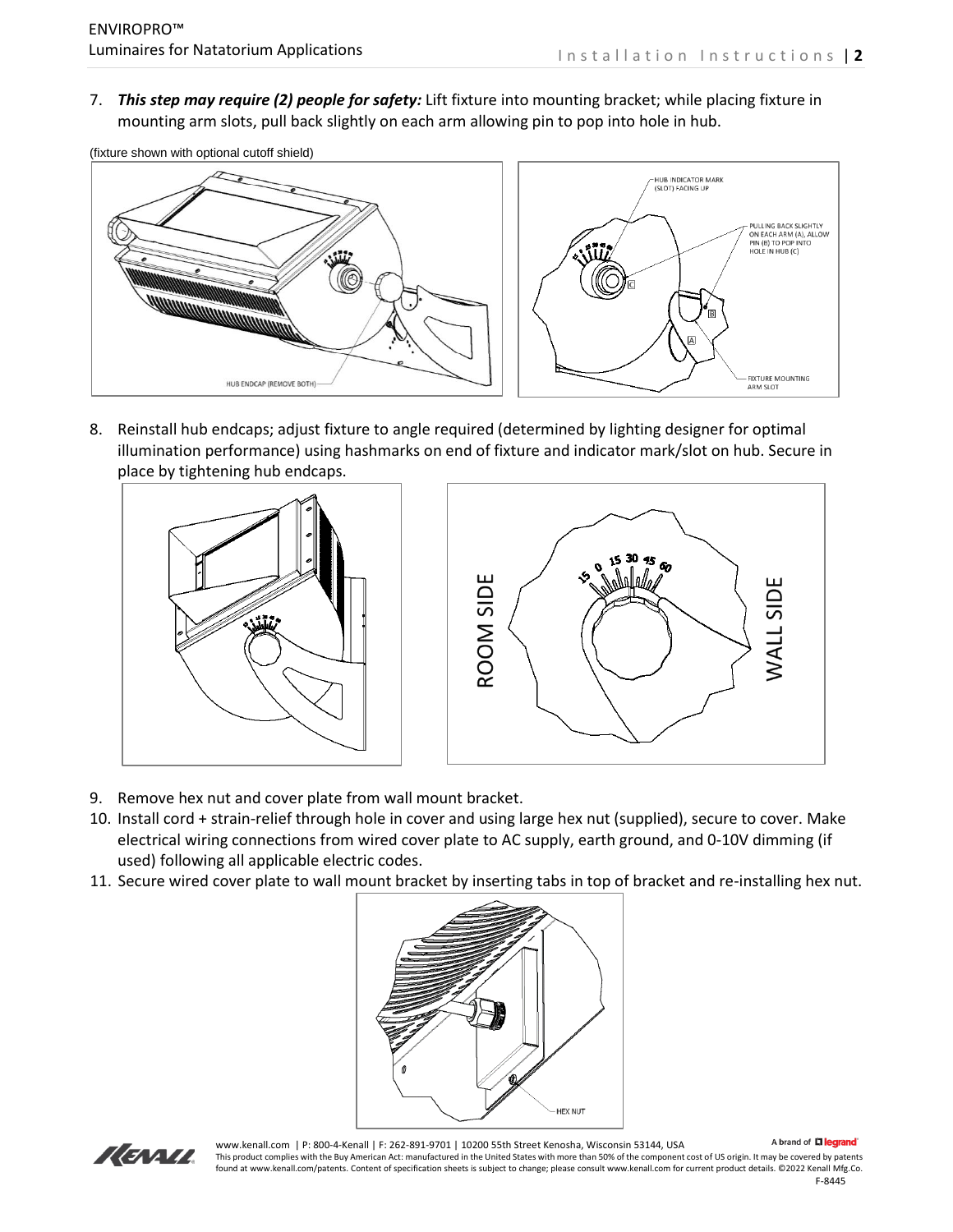7. ***This step may require (2) people for safety:*** Lift fixture into mounting bracket; while placing fixture in mounting arm slots, pull back slightly on each arm allowing pin to pop into hole in hub.

(fixture shown with optional cutoff shield)

8. Reinstall hub endcaps; adjust fixture to angle required (determined by lighting designer for optimal illumination performance) using hashmarks on end of fixture and indicator mark/slot on hub. Secure in place by tightening hub endcaps.

9. Remove hex nut and cover plate from wall mount bracket.
10. Install cord + strain-relief through hole in cover and using large hex nut (supplied), secure to cover. Make electrical wiring connections from wired cover plate to AC supply, earth ground, and 0-10V dimming (if used) following all applicable electric codes.
11. Secure wired cover plate to wall mount bracket by inserting tabs in top of bracket and re-installing hex nut.

www.kenall.com | P: 800-4-Kenall | F: 262-891-9701 | 10200 55th Street Kenosha, Wisconsin 53144, USA

This product complies with the Buy American Act: manufactured in the United States with more than 50% of the component cost of US origin. It may be covered by patents found at www.kenall.com/patents. Content of specification sheets is subject to change; please consult www.kenall.com for current product details. ©2022 Kenall Mfg.Co.

F-8445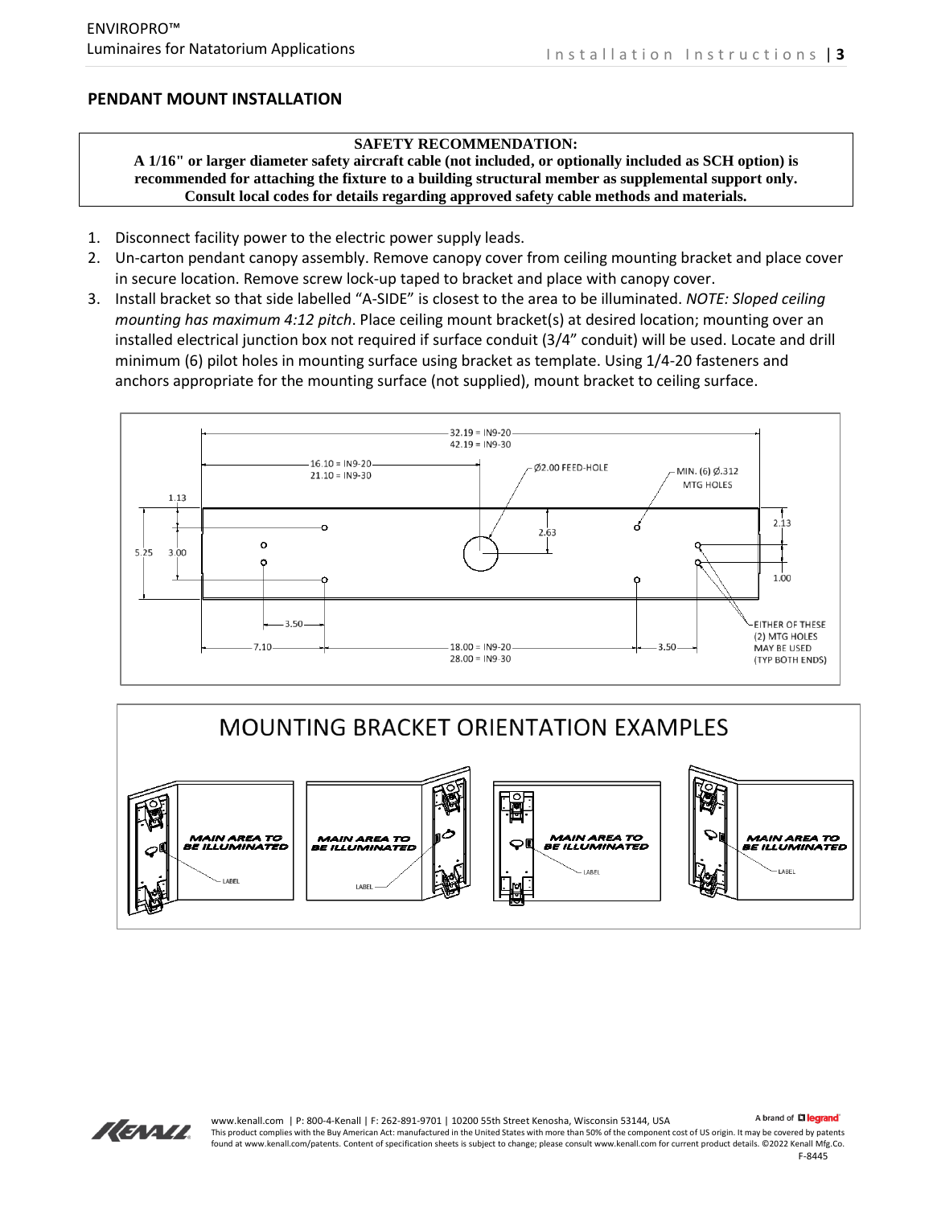## PENDANT MOUNT INSTALLATION

**SAFETY RECOMMENDATION:**
**A 1/16" or larger diameter safety aircraft cable (not included, or optionally included as SCH option) is recommended for attaching the fixture to a building structural member as supplemental support only. Consult local codes for details regarding approved safety cable methods and materials.**

1. Disconnect facility power to the electric power supply leads.
2. Un-carton pendant canopy assembly. Remove canopy cover from ceiling mounting bracket and place cover in secure location. Remove screw lock-up taped to bracket and place with canopy cover.
3. Install bracket so that side labelled "A-SIDE" is closest to the area to be illuminated. *NOTE: Sloped ceiling mounting has maximum 4:12 pitch*. Place ceiling mount bracket(s) at desired location; mounting over an installed electrical junction box not required if surface conduit (3/4" conduit) will be used. Locate and drill minimum (6) pilot holes in mounting surface using bracket as template. Using 1/4-20 fasteners and anchors appropriate for the mounting surface (not supplied), mount bracket to ceiling surface.

32.19 = IN9-20
42.19 = IN9-30
16.10 = IN9-20
21.10 = IN9-30
Ø2.00 FEED-HOLE
MIN. (6) Ø.312 MTG HOLES
1.13
2.63
2.13
5.25
3.00
1.00
3.50
7.10
18.00 = IN9-20
28.00 = IN9-30
3.50
EITHER OF THESE (2) MTG HOLES MAY BE USED (TYP BOTH ENDS)

### MOUNTING BRACKET ORIENTATION EXAMPLES

MAIN AREA TO BE ILLUMINATED
LABEL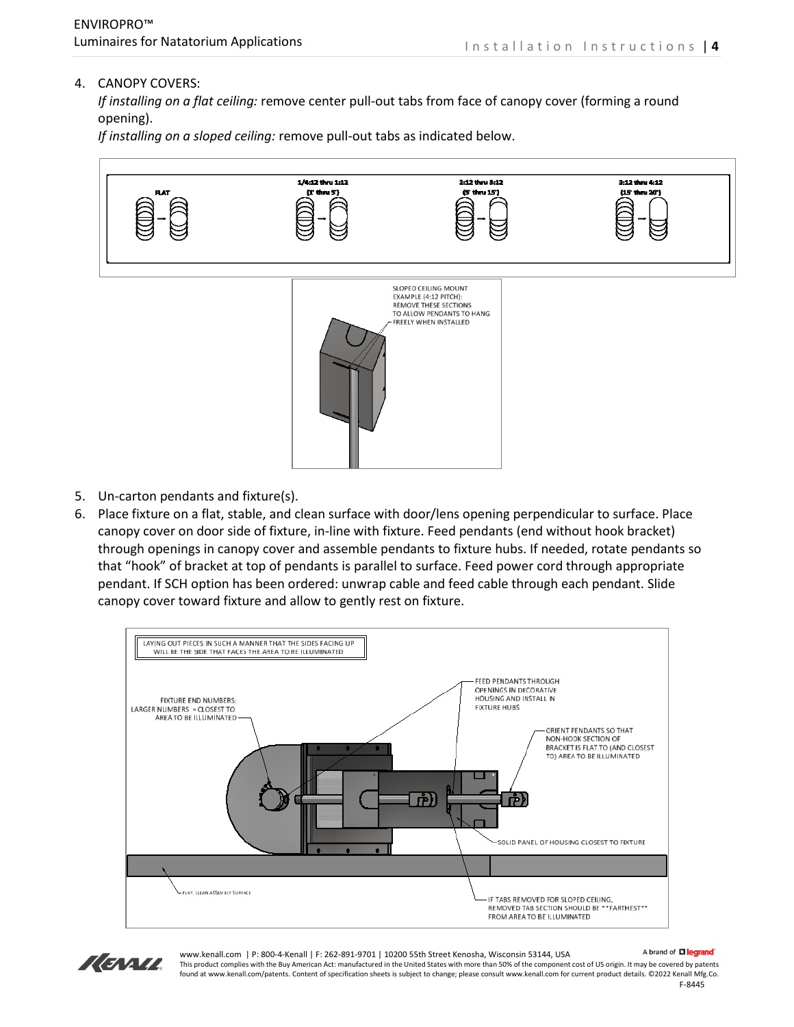4. CANOPY COVERS:

   *If installing on a flat ceiling:* remove center pull-out tabs from face of canopy cover (forming a round opening).

   *If installing on a sloped ceiling:* remove pull-out tabs as indicated below.

FLAT

1/4:12 thru 1:12 (1° thru 5°)

2:12 thru 3:12 (5° thru 15°)

3:12 thru 4:12 (15° thru 20°)

SLOPED CEILING MOUNT EXAMPLE (4:12 PITCH): REMOVE THESE SECTIONS TO ALLOW PENDANTS TO HANG FREELY WHEN INSTALLED

5. Un-carton pendants and fixture(s).
6. Place fixture on a flat, stable, and clean surface with door/lens opening perpendicular to surface. Place canopy cover on door side of fixture, in-line with fixture. Feed pendants (end without hook bracket) through openings in canopy cover and assemble pendants to fixture hubs. If needed, rotate pendants so that "hook" of bracket at top of pendants is parallel to surface. Feed power cord through appropriate pendant. If SCH option has been ordered: unwrap cable and feed cable through each pendant. Slide canopy cover toward fixture and allow to gently rest on fixture.

LAYING OUT PIECES IN SUCH A MANNER THAT THE SIDES FACING UP WILL BE THE SIDE THAT FACES THE AREA TO BE ILLUMINATED

FIXTURE END NUMBERS: LARGER NUMBERS = CLOSEST TO AREA TO BE ILLUMINATED

FEED PENDANTS THROUGH OPENINGS IN DECORATIVE HOUSING AND INSTALL IN FIXTURE HUBS

ORIENT PENDANTS SO THAT NON-HOOK SECTION OF BRACKET IS FLAT TO (AND CLOSEST TO) AREA TO BE ILLUMINATED

SOLID PANEL OF HOUSING CLOSEST TO FIXTURE

FLAT, CLEAN ASSEMBLY SURFACE

IF TABS REMOVED FOR SLOPED CEILING, REMOVED TAB SECTION SHOULD BE **FARTHEST** FROM AREA TO BE ILLUMINATED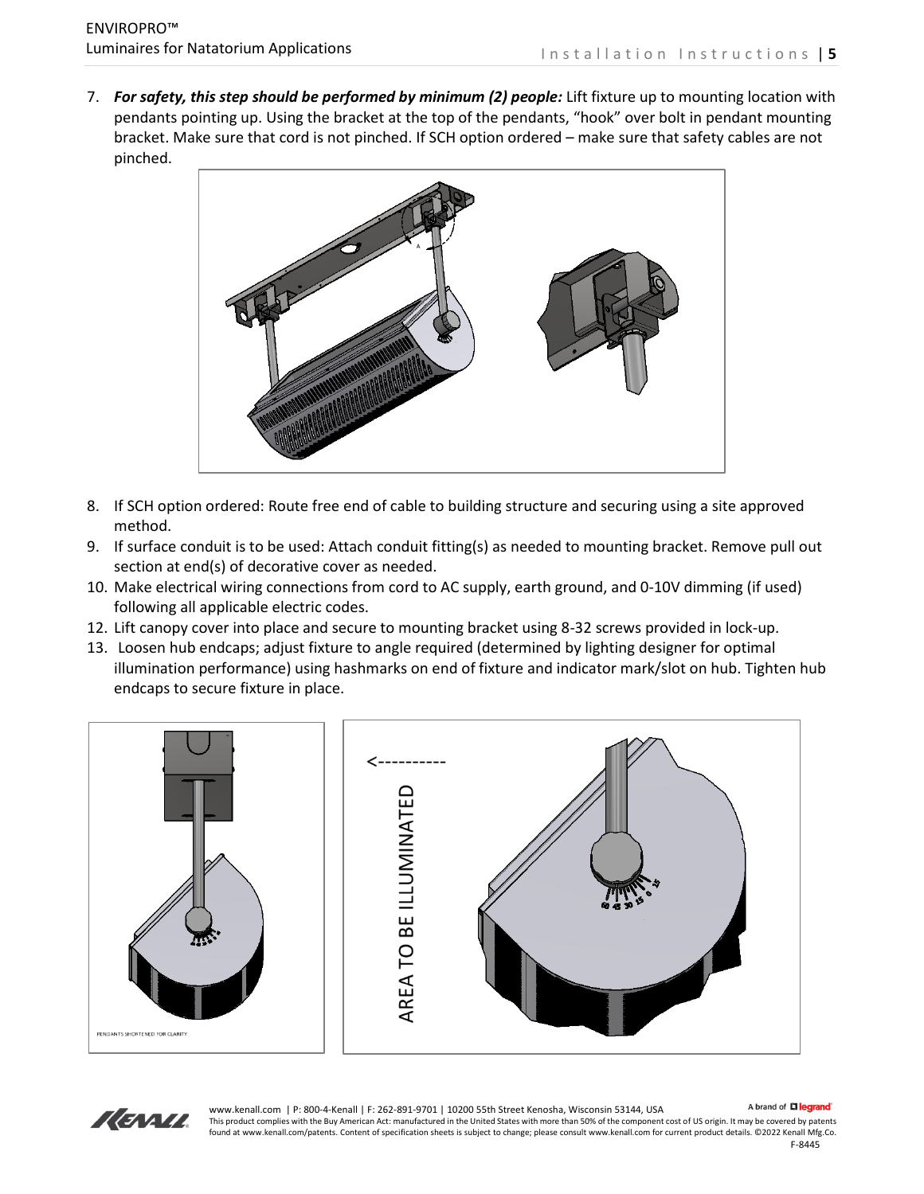7. ***For safety, this step should be performed by minimum (2) people:*** Lift fixture up to mounting location with pendants pointing up. Using the bracket at the top of the pendants, "hook" over bolt in pendant mounting bracket. Make sure that cord is not pinched. If SCH option ordered – make sure that safety cables are not pinched.

8. If SCH option ordered: Route free end of cable to building structure and securing using a site approved method.
9. If surface conduit is to be used: Attach conduit fitting(s) as needed to mounting bracket. Remove pull out section at end(s) of decorative cover as needed.
10. Make electrical wiring connections from cord to AC supply, earth ground, and 0-10V dimming (if used) following all applicable electric codes.
12. Lift canopy cover into place and secure to mounting bracket using 8-32 screws provided in lock-up.
13. Loosen hub endcaps; adjust fixture to angle required (determined by lighting designer for optimal illumination performance) using hashmarks on end of fixture and indicator mark/slot on hub. Tighten hub endcaps to secure fixture in place.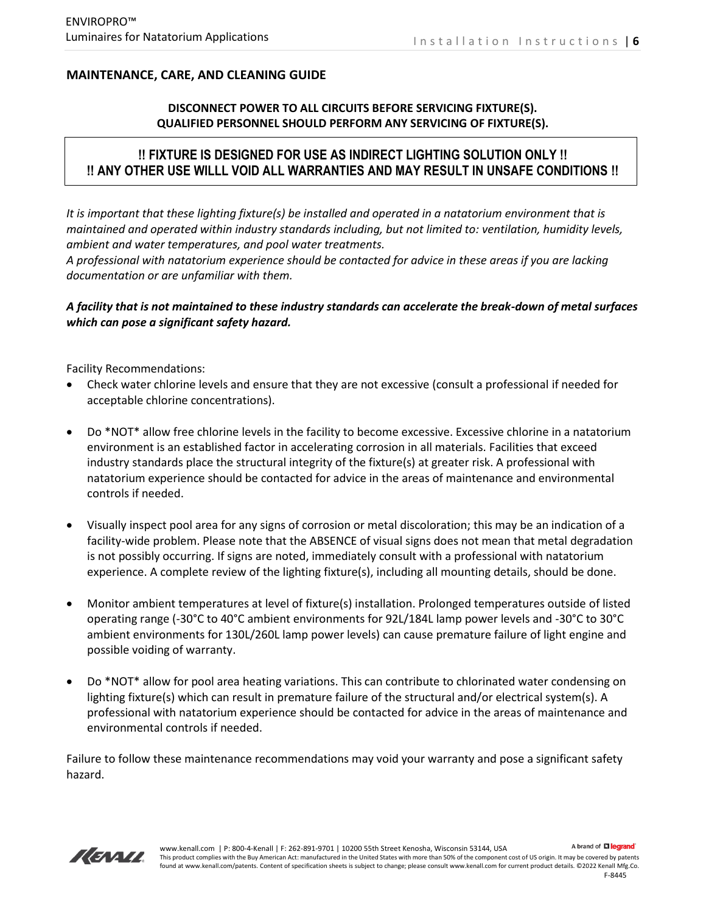## MAINTENANCE, CARE, AND CLEANING GUIDE

**DISCONNECT POWER TO ALL CIRCUITS BEFORE SERVICING FIXTURE(S).**
**QUALIFIED PERSONNEL SHOULD PERFORM ANY SERVICING OF FIXTURE(S).**

**!! FIXTURE IS DESIGNED FOR USE AS INDIRECT LIGHTING SOLUTION ONLY !!**
**!! ANY OTHER USE WILLL VOID ALL WARRANTIES AND MAY RESULT IN UNSAFE CONDITIONS !!**

*It is important that these lighting fixture(s) be installed and operated in a natatorium environment that is maintained and operated within industry standards including, but not limited to: ventilation, humidity levels, ambient and water temperatures, and pool water treatments.*
*A professional with natatorium experience should be contacted for advice in these areas if you are lacking documentation or are unfamiliar with them.*

***A facility that is not maintained to these industry standards can accelerate the break-down of metal surfaces which can pose a significant safety hazard.***

Facility Recommendations:

- Check water chlorine levels and ensure that they are not excessive (consult a professional if needed for acceptable chlorine concentrations).
- Do *NOT* allow free chlorine levels in the facility to become excessive. Excessive chlorine in a natatorium environment is an established factor in accelerating corrosion in all materials. Facilities that exceed industry standards place the structural integrity of the fixture(s) at greater risk. A professional with natatorium experience should be contacted for advice in the areas of maintenance and environmental controls if needed.
- Visually inspect pool area for any signs of corrosion or metal discoloration; this may be an indication of a facility-wide problem. Please note that the ABSENCE of visual signs does not mean that metal degradation is not possibly occurring. If signs are noted, immediately consult with a professional with natatorium experience. A complete review of the lighting fixture(s), including all mounting details, should be done.
- Monitor ambient temperatures at level of fixture(s) installation. Prolonged temperatures outside of listed operating range (-30°C to 40°C ambient environments for 92L/184L lamp power levels and -30°C to 30°C ambient environments for 130L/260L lamp power levels) can cause premature failure of light engine and possible voiding of warranty.
- Do *NOT* allow for pool area heating variations. This can contribute to chlorinated water condensing on lighting fixture(s) which can result in premature failure of the structural and/or electrical system(s). A professional with natatorium experience should be contacted for advice in the areas of maintenance and environmental controls if needed.

Failure to follow these maintenance recommendations may void your warranty and pose a significant safety hazard.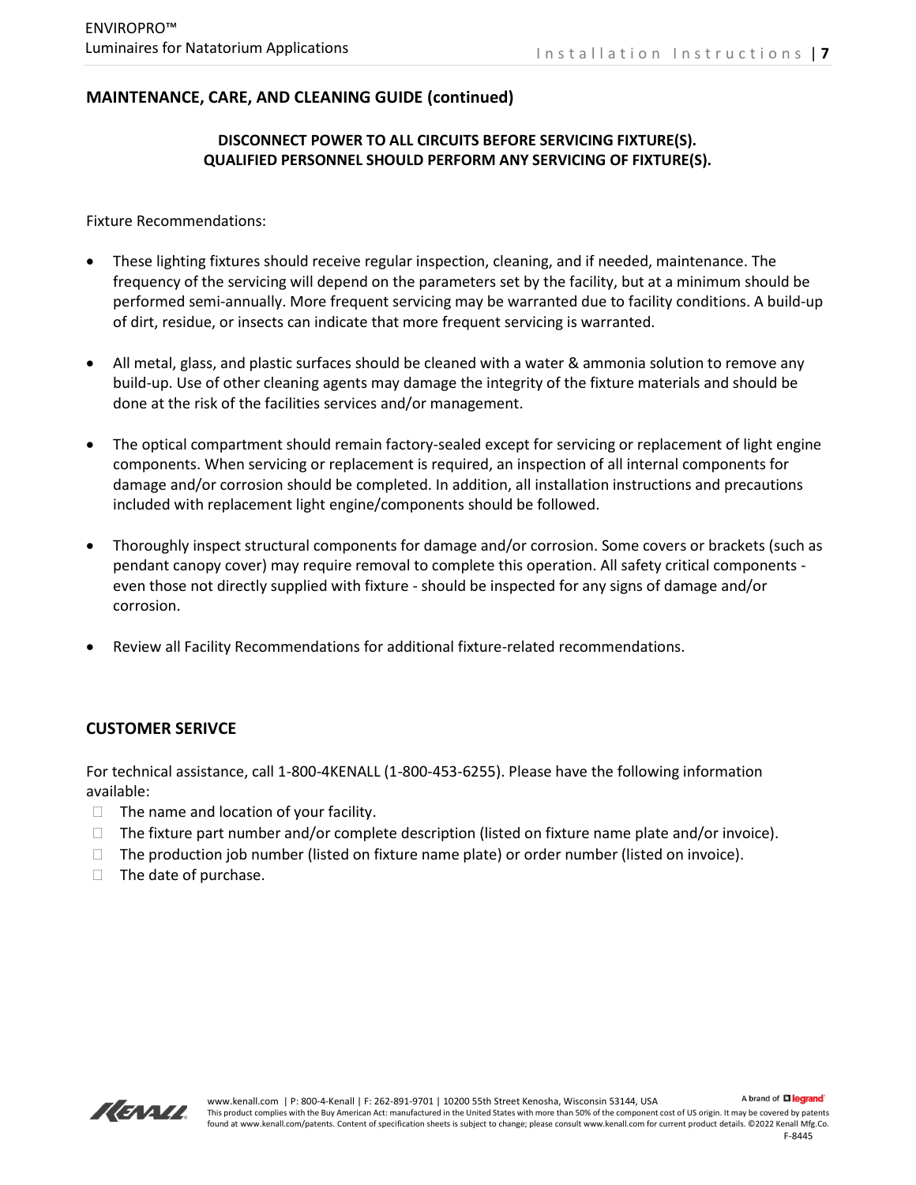## MAINTENANCE, CARE, AND CLEANING GUIDE (continued)

**DISCONNECT POWER TO ALL CIRCUITS BEFORE SERVICING FIXTURE(S).**
**QUALIFIED PERSONNEL SHOULD PERFORM ANY SERVICING OF FIXTURE(S).**

Fixture Recommendations:

- These lighting fixtures should receive regular inspection, cleaning, and if needed, maintenance. The frequency of the servicing will depend on the parameters set by the facility, but at a minimum should be performed semi-annually. More frequent servicing may be warranted due to facility conditions. A build-up of dirt, residue, or insects can indicate that more frequent servicing is warranted.

- All metal, glass, and plastic surfaces should be cleaned with a water & ammonia solution to remove any build-up. Use of other cleaning agents may damage the integrity of the fixture materials and should be done at the risk of the facilities services and/or management.

- The optical compartment should remain factory-sealed except for servicing or replacement of light engine components. When servicing or replacement is required, an inspection of all internal components for damage and/or corrosion should be completed. In addition, all installation instructions and precautions included with replacement light engine/components should be followed.

- Thoroughly inspect structural components for damage and/or corrosion. Some covers or brackets (such as pendant canopy cover) may require removal to complete this operation. All safety critical components - even those not directly supplied with fixture - should be inspected for any signs of damage and/or corrosion.

- Review all Facility Recommendations for additional fixture-related recommendations.

## CUSTOMER SERIVCE

For technical assistance, call 1-800-4KENALL (1-800-453-6255). Please have the following information available:

- The name and location of your facility.
- The fixture part number and/or complete description (listed on fixture name plate and/or invoice).
- The production job number (listed on fixture name plate) or order number (listed on invoice).
- The date of purchase.

www.kenall.com | P: 800-4-Kenall | F: 262-891-9701 | 10200 55th Street Kenosha, Wisconsin 53144, USA

This product complies with the Buy American Act: manufactured in the United States with more than 50% of the component cost of US origin. It may be covered by patents found at www.kenall.com/patents. Content of specification sheets is subject to change; please consult www.kenall.com for current product details. ©2022 Kenall Mfg.Co.

F-8445